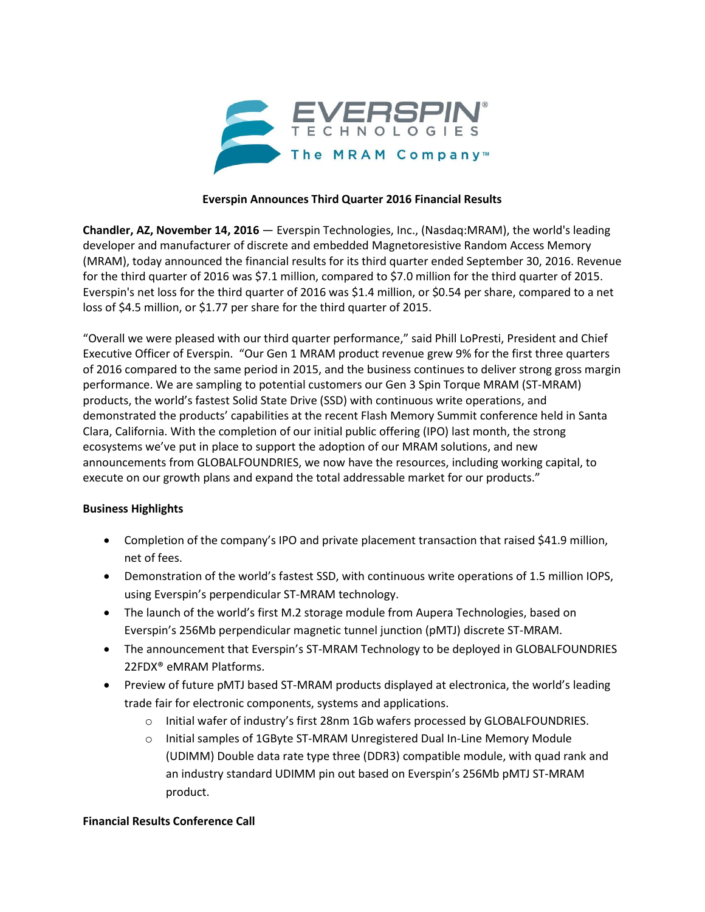# Everspin Announces Third Quarter 2016 Financial Results

**Chandler, AZ, November 14, 2016** — Everspin Technologies, Inc., (Nasdaq:MRAM), the world's leading developer and manufacturer of discrete and embedded Magnetoresistive Random Access Memory (MRAM), today announced the financial results for its third quarter ended September 30, 2016. Revenue for the third quarter of 2016 was $7.1 million, compared to $7.0 million for the third quarter of 2015. Everspin's net loss for the third quarter of 2016 was $1.4 million, or $0.54 per share, compared to a net loss of $4.5 million, or $1.77 per share for the third quarter of 2015.

"Overall we were pleased with our third quarter performance," said Phill LoPresti, President and Chief Executive Officer of Everspin. "Our Gen 1 MRAM product revenue grew 9% for the first three quarters of 2016 compared to the same period in 2015, and the business continues to deliver strong gross margin performance. We are sampling to potential customers our Gen 3 Spin Torque MRAM (ST-MRAM) products, the world's fastest Solid State Drive (SSD) with continuous write operations, and demonstrated the products' capabilities at the recent Flash Memory Summit conference held in Santa Clara, California. With the completion of our initial public offering (IPO) last month, the strong ecosystems we've put in place to support the adoption of our MRAM solutions, and new announcements from GLOBALFOUNDRIES, we now have the resources, including working capital, to execute on our growth plans and expand the total addressable market for our products."

**Business Highlights**

- Completion of the company's IPO and private placement transaction that raised $41.9 million, net of fees.
- Demonstration of the world's fastest SSD, with continuous write operations of 1.5 million IOPS, using Everspin's perpendicular ST-MRAM technology.
- The launch of the world's first M.2 storage module from Aupera Technologies, based on Everspin's 256Mb perpendicular magnetic tunnel junction (pMTJ) discrete ST-MRAM.
- The announcement that Everspin's ST-MRAM Technology to be deployed in GLOBALFOUNDRIES 22FDX® eMRAM Platforms.
- Preview of future pMTJ based ST-MRAM products displayed at electronica, the world's leading trade fair for electronic components, systems and applications.
  - Initial wafer of industry's first 28nm 1Gb wafers processed by GLOBALFOUNDRIES.
  - Initial samples of 1GByte ST-MRAM Unregistered Dual In-Line Memory Module (UDIMM) Double data rate type three (DDR3) compatible module, with quad rank and an industry standard UDIMM pin out based on Everspin's 256Mb pMTJ ST-MRAM product.

**Financial Results Conference Call**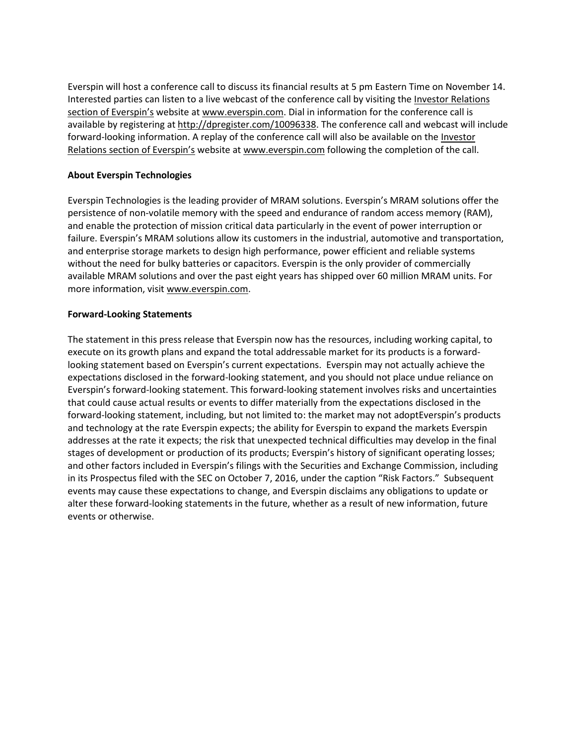Everspin will host a conference call to discuss its financial results at 5 pm Eastern Time on November 14. Interested parties can listen to a live webcast of the conference call by visiting the Investor Relations section of Everspin's website at www.everspin.com. Dial in information for the conference call is available by registering at http://dpregister.com/10096338. The conference call and webcast will include forward-looking information. A replay of the conference call will also be available on the Investor Relations section of Everspin's website at www.everspin.com following the completion of the call.

**About Everspin Technologies**

Everspin Technologies is the leading provider of MRAM solutions. Everspin's MRAM solutions offer the persistence of non-volatile memory with the speed and endurance of random access memory (RAM), and enable the protection of mission critical data particularly in the event of power interruption or failure. Everspin's MRAM solutions allow its customers in the industrial, automotive and transportation, and enterprise storage markets to design high performance, power efficient and reliable systems without the need for bulky batteries or capacitors. Everspin is the only provider of commercially available MRAM solutions and over the past eight years has shipped over 60 million MRAM units. For more information, visit www.everspin.com.

**Forward-Looking Statements**

The statement in this press release that Everspin now has the resources, including working capital, to execute on its growth plans and expand the total addressable market for its products is a forward-looking statement based on Everspin's current expectations. Everspin may not actually achieve the expectations disclosed in the forward-looking statement, and you should not place undue reliance on Everspin's forward-looking statement. This forward-looking statement involves risks and uncertainties that could cause actual results or events to differ materially from the expectations disclosed in the forward-looking statement, including, but not limited to: the market may not adoptEverspin's products and technology at the rate Everspin expects; the ability for Everspin to expand the markets Everspin addresses at the rate it expects; the risk that unexpected technical difficulties may develop in the final stages of development or production of its products; Everspin's history of significant operating losses; and other factors included in Everspin's filings with the Securities and Exchange Commission, including in its Prospectus filed with the SEC on October 7, 2016, under the caption "Risk Factors." Subsequent events may cause these expectations to change, and Everspin disclaims any obligations to update or alter these forward-looking statements in the future, whether as a result of new information, future events or otherwise.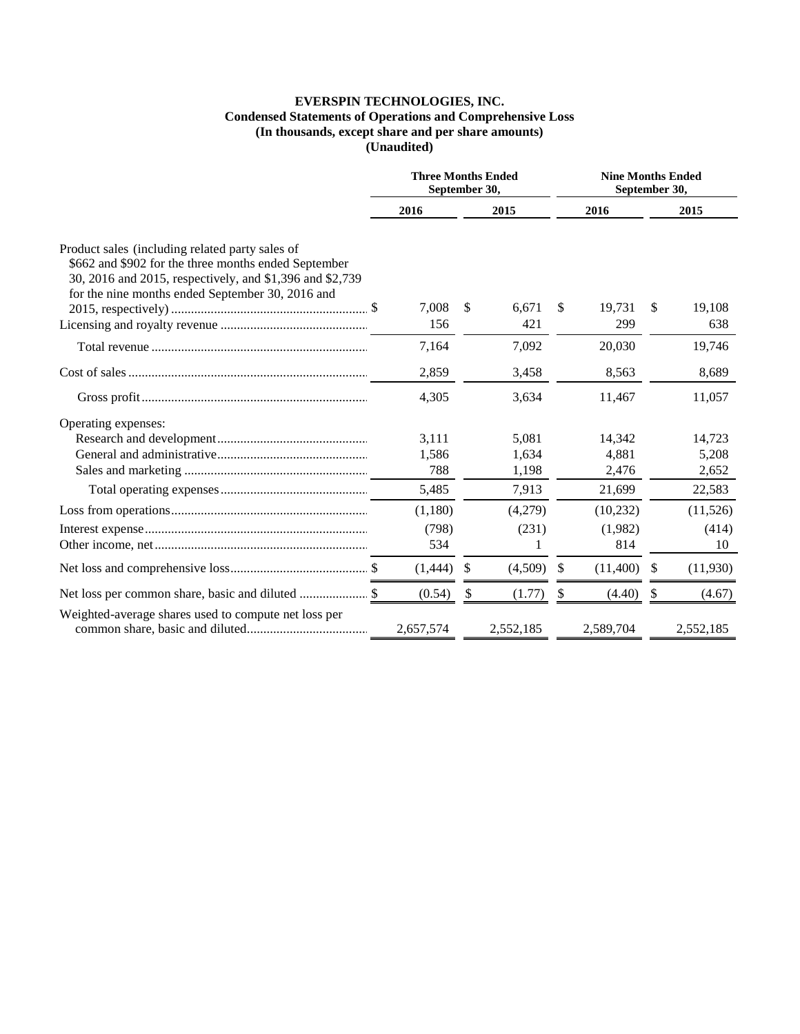**EVERSPIN TECHNOLOGIES, INC.**
**Condensed Statements of Operations and Comprehensive Loss**
**(In thousands, except share and per share amounts)**
**(Unaudited)**

| | Three Months Ended September 30, | | Nine Months Ended September 30, | |
|---|---|---|---|---|
| | 2016 | 2015 | 2016 | 2015 |
| Product sales (including related party sales of $662 and $902 for the three months ended September 30, 2016 and 2015, respectively, and $1,396 and $2,739 for the nine months ended September 30, 2016 and 2015, respectively) | $ 7,008 | $ 6,671 | $ 19,731 | $ 19,108 |
| Licensing and royalty revenue | 156 | 421 | 299 | 638 |
| Total revenue | 7,164 | 7,092 | 20,030 | 19,746 |
| Cost of sales | 2,859 | 3,458 | 8,563 | 8,689 |
| Gross profit | 4,305 | 3,634 | 11,467 | 11,057 |
| Operating expenses: | | | | |
| Research and development | 3,111 | 5,081 | 14,342 | 14,723 |
| General and administrative | 1,586 | 1,634 | 4,881 | 5,208 |
| Sales and marketing | 788 | 1,198 | 2,476 | 2,652 |
| Total operating expenses | 5,485 | 7,913 | 21,699 | 22,583 |
| Loss from operations | (1,180) | (4,279) | (10,232) | (11,526) |
| Interest expense | (798) | (231) | (1,982) | (414) |
| Other income, net | 534 | 1 | 814 | 10 |
| Net loss and comprehensive loss | $ (1,444) | $ (4,509) | $ (11,400) | $ (11,930) |
| Net loss per common share, basic and diluted | $ (0.54) | $ (1.77) | $ (4.40) | $ (4.67) |
| Weighted-average shares used to compute net loss per common share, basic and diluted | 2,657,574 | 2,552,185 | 2,589,704 | 2,552,185 |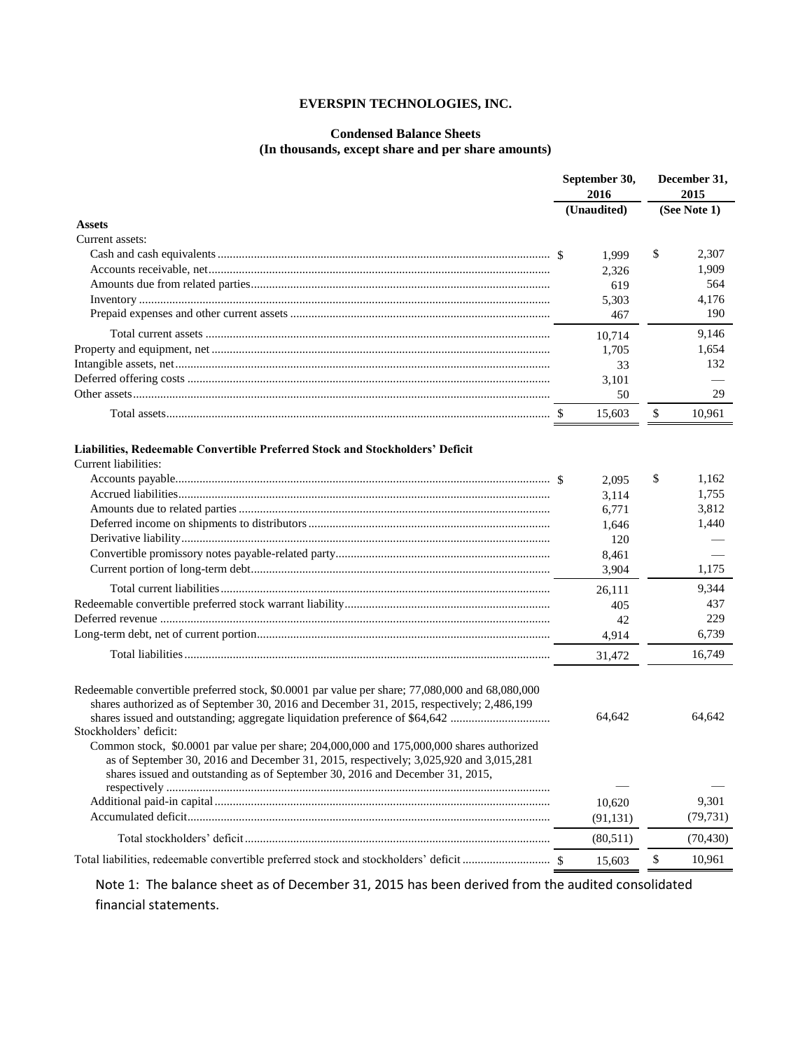**EVERSPIN TECHNOLOGIES, INC.**

**Condensed Balance Sheets**
**(In thousands, except share and per share amounts)**

| | September 30, 2016 | December 31, 2015 |
|---|---|---|
| | (Unaudited) | (See Note 1) |
| **Assets** | | |
| Current assets: | | |
| Cash and cash equivalents | $ 1,999 | $ 2,307 |
| Accounts receivable, net | 2,326 | 1,909 |
| Amounts due from related parties | 619 | 564 |
| Inventory | 5,303 | 4,176 |
| Prepaid expenses and other current assets | 467 | 190 |
| Total current assets | 10,714 | 9,146 |
| Property and equipment, net | 1,705 | 1,654 |
| Intangible assets, net | 33 | 132 |
| Deferred offering costs | 3,101 | — |
| Other assets | 50 | 29 |
| Total assets | $ 15,603 | $ 10,961 |
| **Liabilities, Redeemable Convertible Preferred Stock and Stockholders' Deficit** | | |
| Current liabilities: | | |
| Accounts payable | $ 2,095 | $ 1,162 |
| Accrued liabilities | 3,114 | 1,755 |
| Amounts due to related parties | 6,771 | 3,812 |
| Deferred income on shipments to distributors | 1,646 | 1,440 |
| Derivative liability | 120 | — |
| Convertible promissory notes payable-related party | 8,461 | — |
| Current portion of long-term debt | 3,904 | 1,175 |
| Total current liabilities | 26,111 | 9,344 |
| Redeemable convertible preferred stock warrant liability | 405 | 437 |
| Deferred revenue | 42 | 229 |
| Long-term debt, net of current portion | 4,914 | 6,739 |
| Total liabilities | 31,472 | 16,749 |
| Redeemable convertible preferred stock, \$0.0001 par value per share; 77,080,000 and 68,080,000 shares authorized as of September 30, 2016 and December 31, 2015, respectively; 2,486,199 shares issued and outstanding; aggregate liquidation preference of \$64,642 | 64,642 | 64,642 |
| Stockholders' deficit: | | |
| Common stock, \$0.0001 par value per share; 204,000,000 and 175,000,000 shares authorized as of September 30, 2016 and December 31, 2015, respectively; 3,025,920 and 3,015,281 shares issued and outstanding as of September 30, 2016 and December 31, 2015, respectively | — | — |
| Additional paid-in capital | 10,620 | 9,301 |
| Accumulated deficit | (91,131) | (79,731) |
| Total stockholders' deficit | (80,511) | (70,430) |
| Total liabilities, redeemable convertible preferred stock and stockholders' deficit | $ 15,603 | $ 10,961 |

Note 1: The balance sheet as of December 31, 2015 has been derived from the audited consolidated financial statements.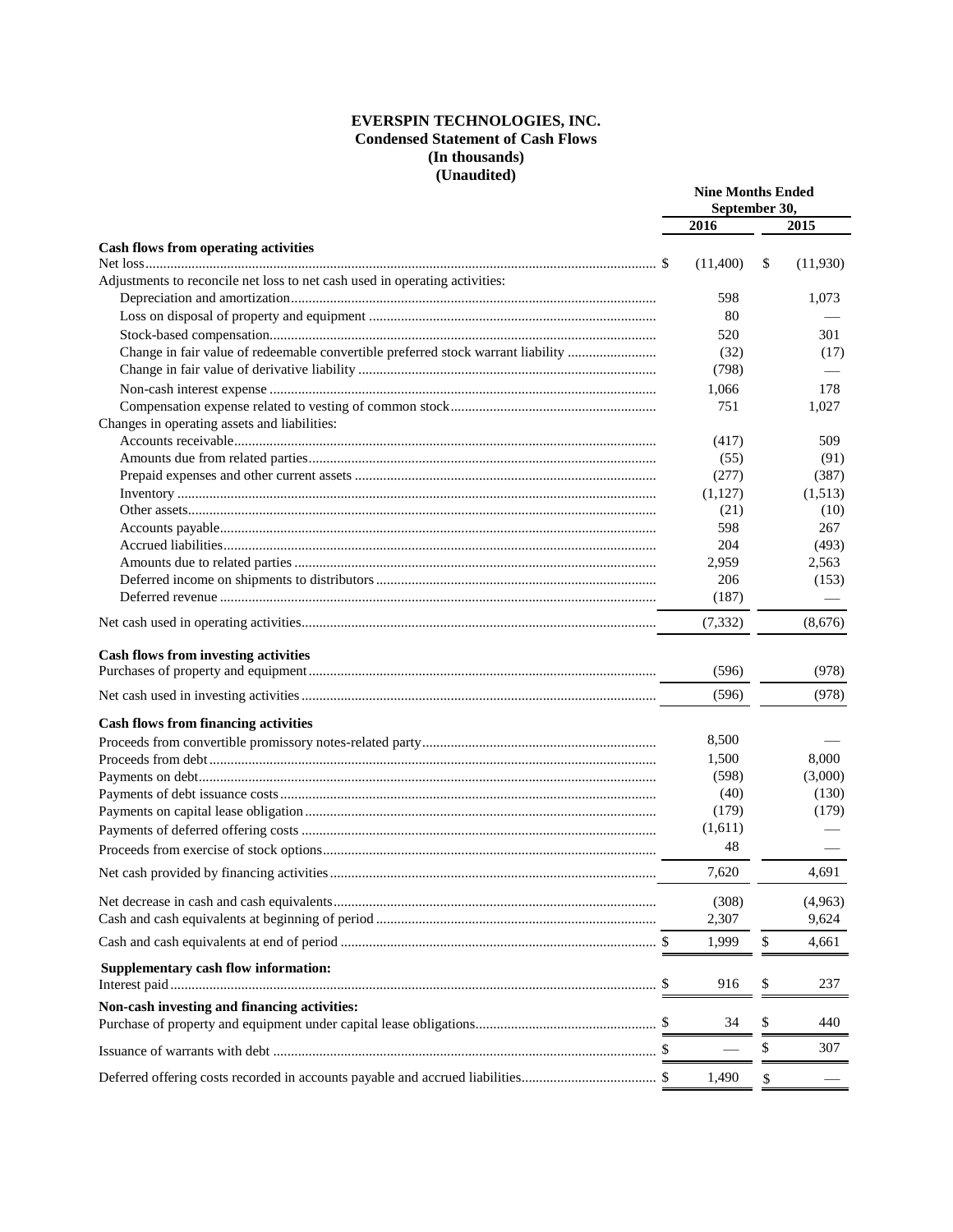# EVERSPIN TECHNOLOGIES, INC.
## Condensed Statement of Cash Flows
### (In thousands)
### (Unaudited)

| | Nine Months Ended September 30, | |
|---|---|---|
| | 2016 | 2015 |
| **Cash flows from operating activities** | | |
| Net loss | $ (11,400) | $ (11,930) |
| Adjustments to reconcile net loss to net cash used in operating activities: | | |
| Depreciation and amortization | 598 | 1,073 |
| Loss on disposal of property and equipment | 80 | — |
| Stock-based compensation | 520 | 301 |
| Change in fair value of redeemable convertible preferred stock warrant liability | (32) | (17) |
| Change in fair value of derivative liability | (798) | — |
| Non-cash interest expense | 1,066 | 178 |
| Compensation expense related to vesting of common stock | 751 | 1,027 |
| Changes in operating assets and liabilities: | | |
| Accounts receivable | (417) | 509 |
| Amounts due from related parties | (55) | (91) |
| Prepaid expenses and other current assets | (277) | (387) |
| Inventory | (1,127) | (1,513) |
| Other assets | (21) | (10) |
| Accounts payable | 598 | 267 |
| Accrued liabilities | 204 | (493) |
| Amounts due to related parties | 2,959 | 2,563 |
| Deferred income on shipments to distributors | 206 | (153) |
| Deferred revenue | (187) | — |
| Net cash used in operating activities | (7,332) | (8,676) |
| **Cash flows from investing activities** | | |
| Purchases of property and equipment | (596) | (978) |
| Net cash used in investing activities | (596) | (978) |
| **Cash flows from financing activities** | | |
| Proceeds from convertible promissory notes-related party | 8,500 | — |
| Proceeds from debt | 1,500 | 8,000 |
| Payments on debt | (598) | (3,000) |
| Payments of debt issuance costs | (40) | (130) |
| Payments on capital lease obligation | (179) | (179) |
| Payments of deferred offering costs | (1,611) | — |
| Proceeds from exercise of stock options | 48 | — |
| Net cash provided by financing activities | 7,620 | 4,691 |
| Net decrease in cash and cash equivalents | (308) | (4,963) |
| Cash and cash equivalents at beginning of period | 2,307 | 9,624 |
| Cash and cash equivalents at end of period | $ 1,999 | $ 4,661 |
| **Supplementary cash flow information:** | | |
| Interest paid | $ 916 | $ 237 |
| **Non-cash investing and financing activities:** | | |
| Purchase of property and equipment under capital lease obligations | $ 34 | $ 440 |
| Issuance of warrants with debt | $ — | $ 307 |
| Deferred offering costs recorded in accounts payable and accrued liabilities | $ 1,490 | $ — |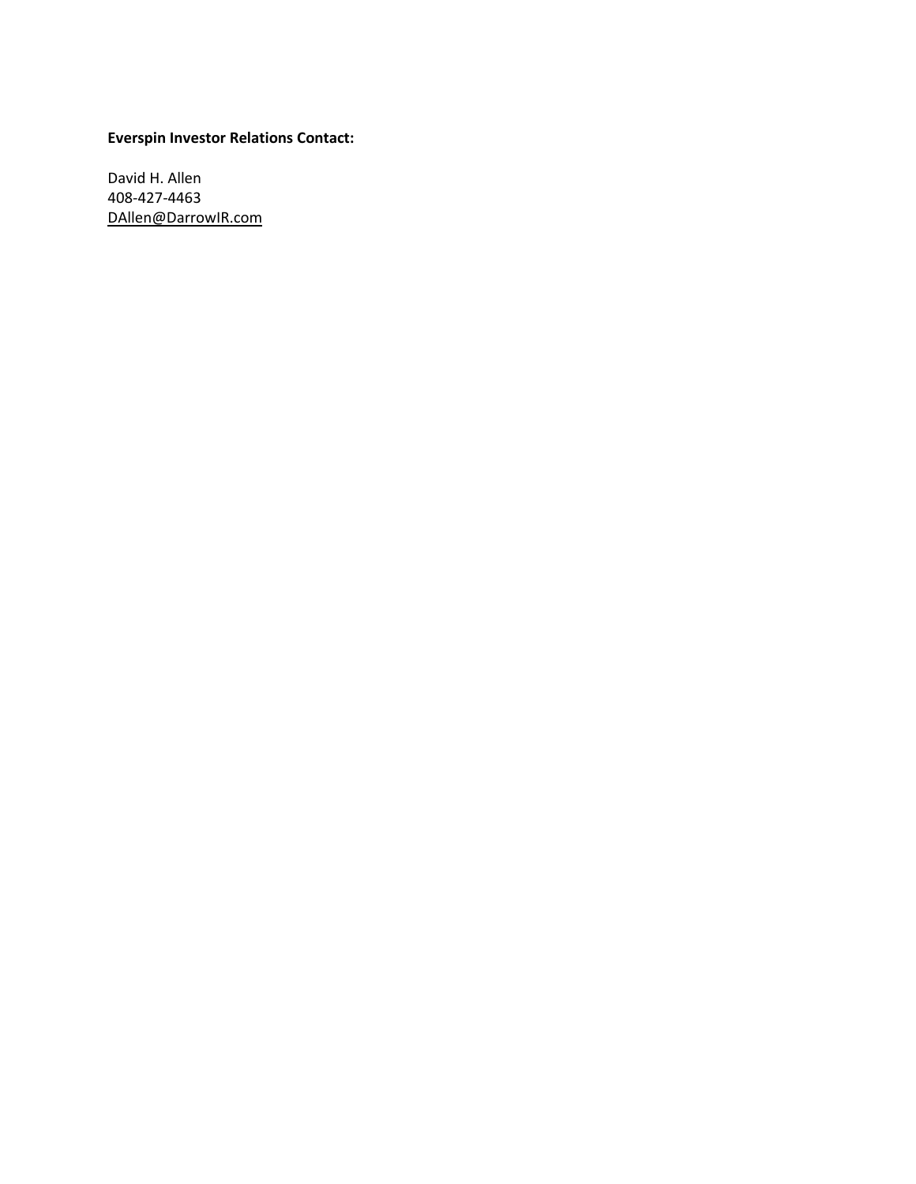**Everspin Investor Relations Contact:**

David H. Allen
408-427-4463
DAllen@DarrowIR.com